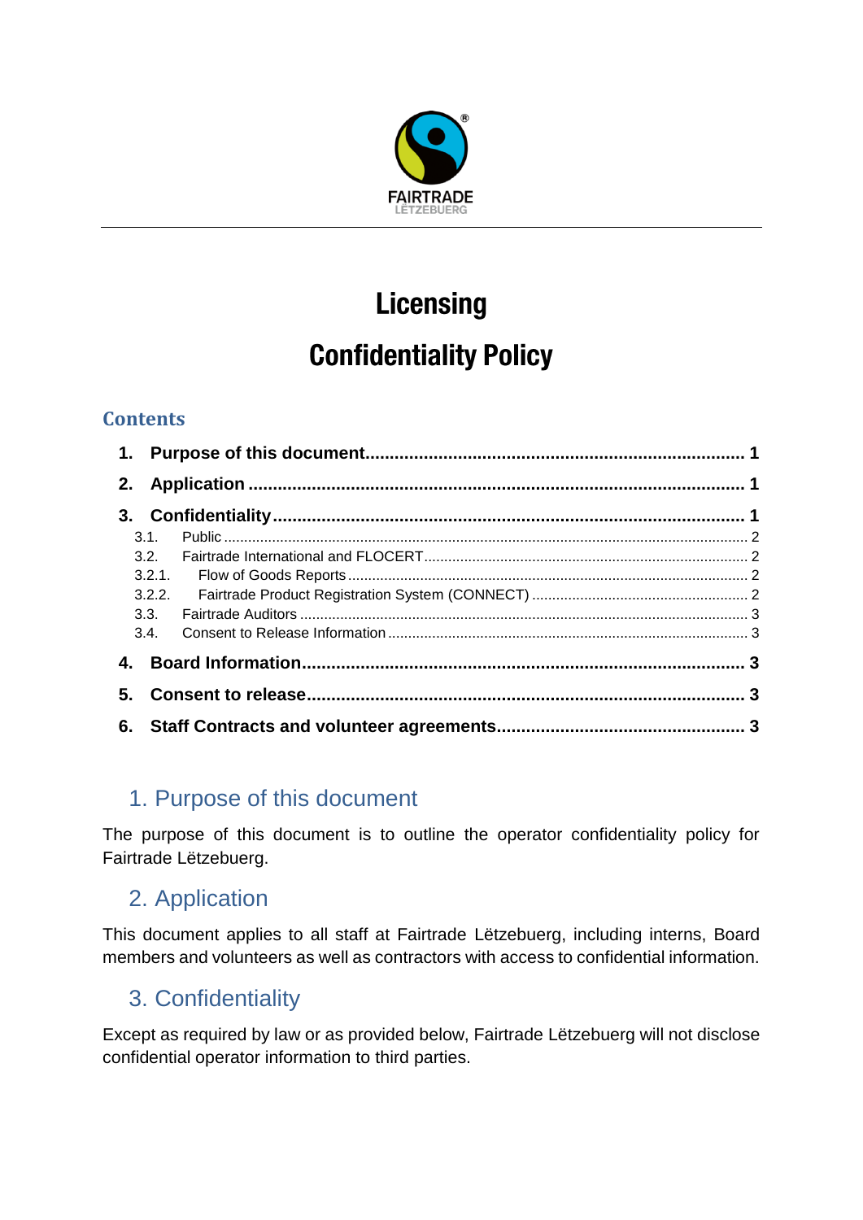FAIRTRADE
LËTZEBUERG

# Licensing

# Confidentiality Policy

## Contents

1. Purpose of this document ........ 1
2. Application ........ 1
3. Confidentiality ........ 1
   - 3.1. Public ........ 2
   - 3.2. Fairtrade International and FLOCERT ........ 2
   - 3.2.1. Flow of Goods Reports ........ 2
   - 3.2.2. Fairtrade Product Registration System (CONNECT) ........ 2
   - 3.3. Fairtrade Auditors ........ 3
   - 3.4. Consent to Release Information ........ 3
4. Board Information ........ 3
5. Consent to release ........ 3
6. Staff Contracts and volunteer agreements ........ 3

## 1. Purpose of this document

The purpose of this document is to outline the operator confidentiality policy for Fairtrade Lëtzebuerg.

## 2. Application

This document applies to all staff at Fairtrade Lëtzebuerg, including interns, Board members and volunteers as well as contractors with access to confidential information.

## 3. Confidentiality

Except as required by law or as provided below, Fairtrade Lëtzebuerg will not disclose confidential operator information to third parties.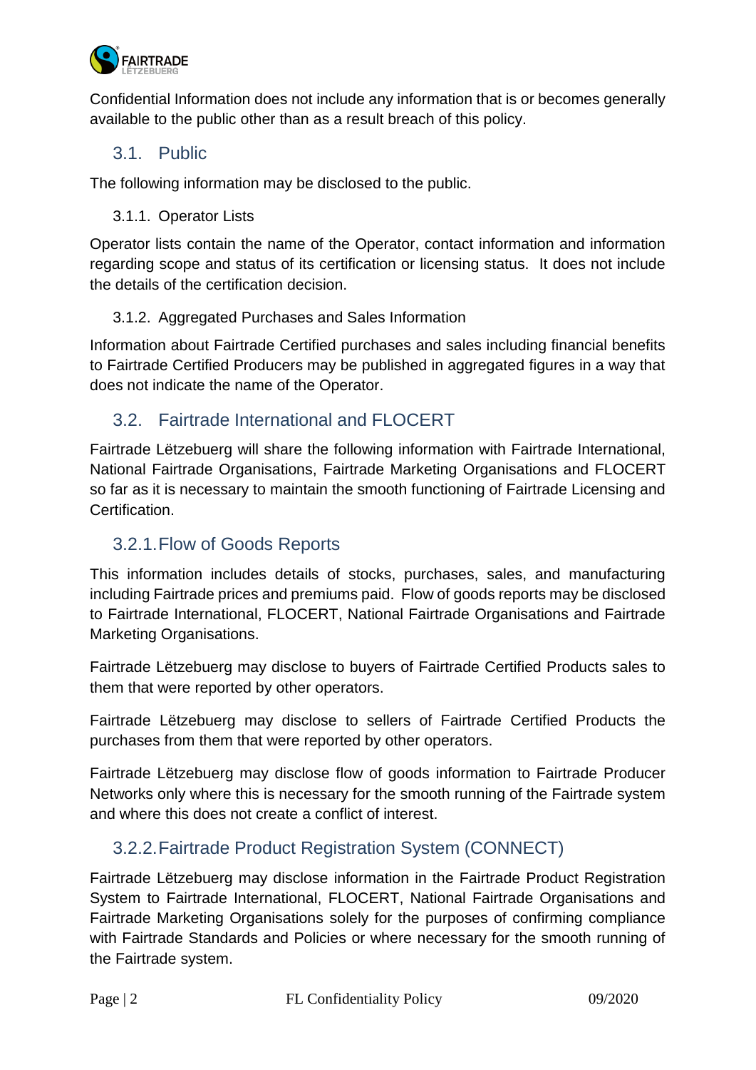Confidential Information does not include any information that is or becomes generally available to the public other than as a result breach of this policy.

## 3.1. Public

The following information may be disclosed to the public.

#### 3.1.1. Operator Lists

Operator lists contain the name of the Operator, contact information and information regarding scope and status of its certification or licensing status. It does not include the details of the certification decision.

#### 3.1.2. Aggregated Purchases and Sales Information

Information about Fairtrade Certified purchases and sales including financial benefits to Fairtrade Certified Producers may be published in aggregated figures in a way that does not indicate the name of the Operator.

## 3.2. Fairtrade International and FLOCERT

Fairtrade Lëtzebuerg will share the following information with Fairtrade International, National Fairtrade Organisations, Fairtrade Marketing Organisations and FLOCERT so far as it is necessary to maintain the smooth functioning of Fairtrade Licensing and Certification.

### 3.2.1. Flow of Goods Reports

This information includes details of stocks, purchases, sales, and manufacturing including Fairtrade prices and premiums paid. Flow of goods reports may be disclosed to Fairtrade International, FLOCERT, National Fairtrade Organisations and Fairtrade Marketing Organisations.

Fairtrade Lëtzebuerg may disclose to buyers of Fairtrade Certified Products sales to them that were reported by other operators.

Fairtrade Lëtzebuerg may disclose to sellers of Fairtrade Certified Products the purchases from them that were reported by other operators.

Fairtrade Lëtzebuerg may disclose flow of goods information to Fairtrade Producer Networks only where this is necessary for the smooth running of the Fairtrade system and where this does not create a conflict of interest.

### 3.2.2. Fairtrade Product Registration System (CONNECT)

Fairtrade Lëtzebuerg may disclose information in the Fairtrade Product Registration System to Fairtrade International, FLOCERT, National Fairtrade Organisations and Fairtrade Marketing Organisations solely for the purposes of confirming compliance with Fairtrade Standards and Policies or where necessary for the smooth running of the Fairtrade system.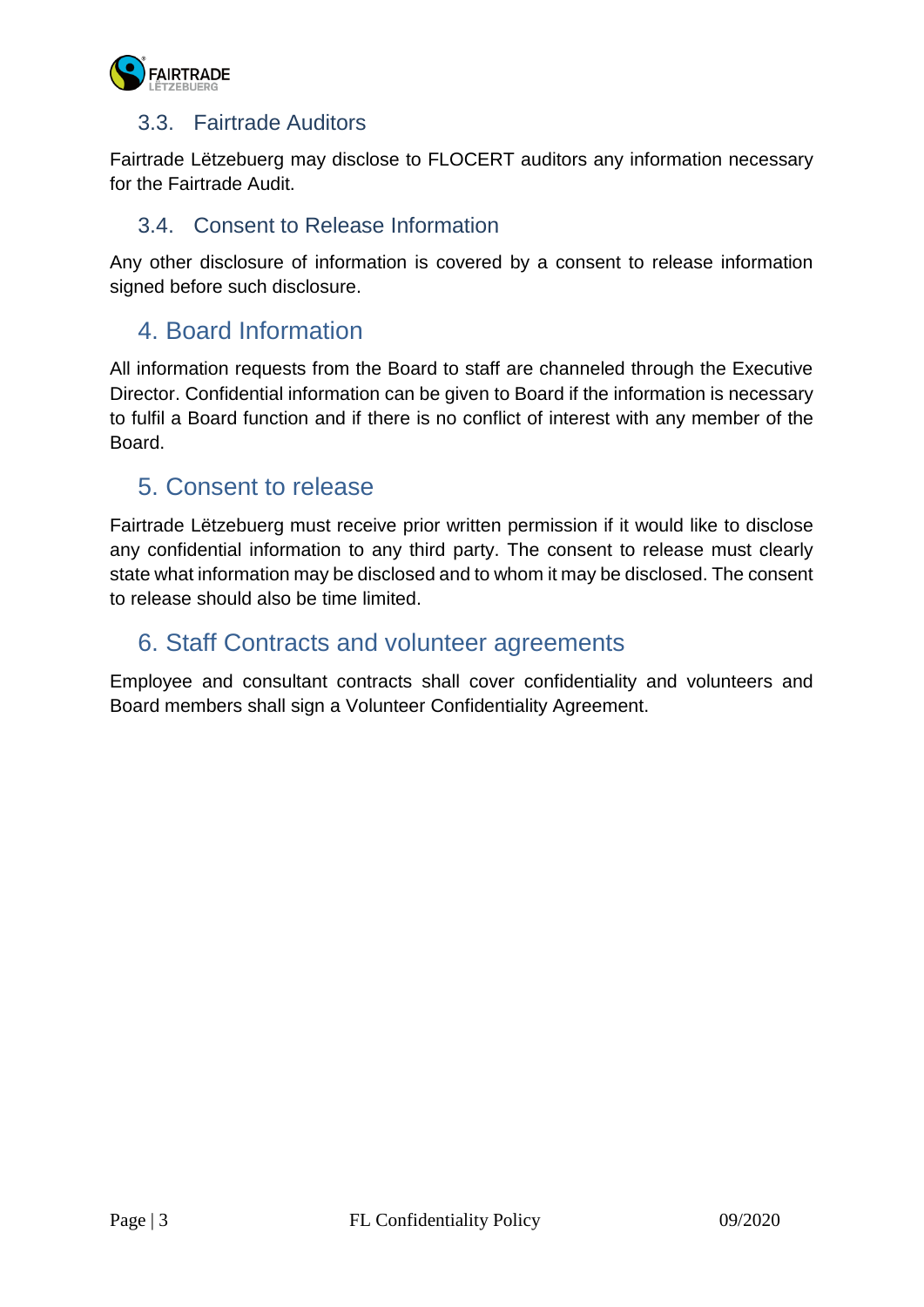### 3.3. Fairtrade Auditors

Fairtrade Lëtzebuerg may disclose to FLOCERT auditors any information necessary for the Fairtrade Audit.

### 3.4. Consent to Release Information

Any other disclosure of information is covered by a consent to release information signed before such disclosure.

## 4. Board Information

All information requests from the Board to staff are channeled through the Executive Director. Confidential information can be given to Board if the information is necessary to fulfil a Board function and if there is no conflict of interest with any member of the Board.

## 5. Consent to release

Fairtrade Lëtzebuerg must receive prior written permission if it would like to disclose any confidential information to any third party. The consent to release must clearly state what information may be disclosed and to whom it may be disclosed. The consent to release should also be time limited.

## 6. Staff Contracts and volunteer agreements

Employee and consultant contracts shall cover confidentiality and volunteers and Board members shall sign a Volunteer Confidentiality Agreement.